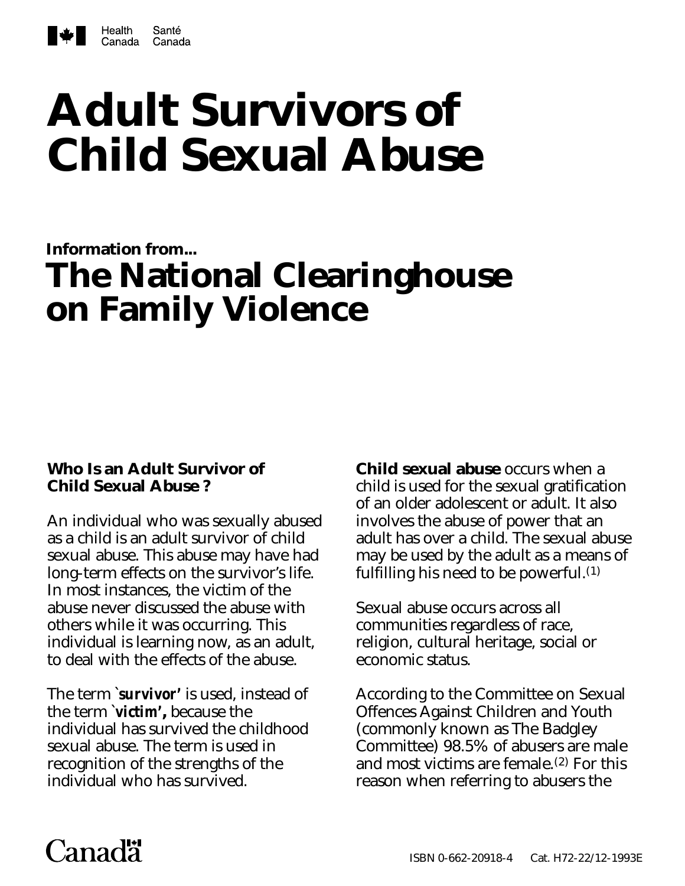Health Canada Santé Canada

# Adult Survivors of Child Sexual Abuse

**Information from...**

## The National Clearinghouse on Family Violence

### Who Is an Adult Survivor of Child Sexual Abuse ?

An individual who was sexually abused as a child is an adult survivor of child sexual abuse. This abuse may have had long-term effects on the survivor's life. In most instances, the victim of the abuse never discussed the abuse with others while it was occurring. This individual is learning now, as an adult, to deal with the effects of the abuse.

The term **`survivor'** is used, instead of the term **`victim',** because the individual has survived the childhood sexual abuse. The term is used in recognition of the strengths of the individual who has survived.

**Child sexual abuse** occurs when a child is used for the sexual gratification of an older adolescent or adult. It also involves the abuse of power that an adult has over a child. The sexual abuse may be used by the adult as a means of fulfilling his need to be powerful.(1)

Sexual abuse occurs across all communities regardless of race, religion, cultural heritage, social or economic status.

According to the Committee on Sexual Offences Against Children and Youth (commonly known as The Badgley Committee) 98.5% of abusers are male and most victims are female.(2) For this reason when referring to abusers the

Canada

ISBN 0-662-20918-4 Cat. H72-22/12-1993E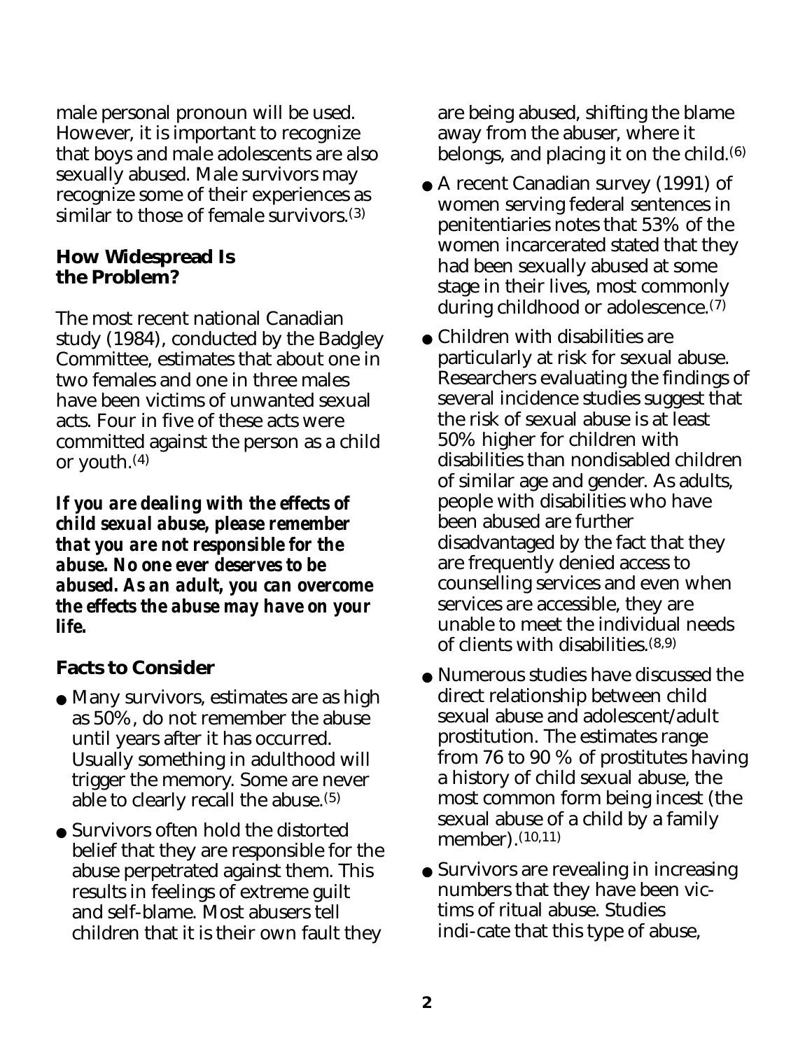male personal pronoun will be used. However, it is important to recognize that boys and male adolescents are also sexually abused. Male survivors may recognize some of their experiences as similar to those of female survivors.[3]

## How Widespread Is the Problem?

The most recent national Canadian study (1984), conducted by the Badgley Committee, estimates that about one in two females and one in three males have been victims of unwanted sexual acts. Four in five of these acts were committed against the person as a child or youth.[4]

***If you are dealing with the effects of child sexual abuse, please remember that you are not responsible for the abuse. No one ever deserves to be abused. As an adult, you can overcome the effects the abuse may have on your life.***

## Facts to Consider

- Many survivors, estimates are as high as 50%, do not remember the abuse until years after it has occurred. Usually something in adulthood will trigger the memory. Some are never able to clearly recall the abuse.[5]
- Survivors often hold the distorted belief that they are responsible for the abuse perpetrated against them. This results in feelings of extreme guilt and self-blame. Most abusers tell children that it is their own fault they are being abused, shifting the blame away from the abuser, where it belongs, and placing it on the child.[6]
- A recent Canadian survey (1991) of women serving federal sentences in penitentiaries notes that 53% of the women incarcerated stated that they had been sexually abused at some stage in their lives, most commonly during childhood or adolescence.[7]
- Children with disabilities are particularly at risk for sexual abuse. Researchers evaluating the findings of several incidence studies suggest that the risk of sexual abuse is at least 50% higher for children with disabilities than nondisabled children of similar age and gender. As adults, people with disabilities who have been abused are further disadvantaged by the fact that they are frequently denied access to counselling services and even when services are accessible, they are unable to meet the individual needs of clients with disabilities.[8,9]
- Numerous studies have discussed the direct relationship between child sexual abuse and adolescent/adult prostitution. The estimates range from 76 to 90 % of prostitutes having a history of child sexual abuse, the most common form being incest (the sexual abuse of a child by a family member).[10,11]
- Survivors are revealing in increasing numbers that they have been victims of ritual abuse. Studies indicate that this type of abuse,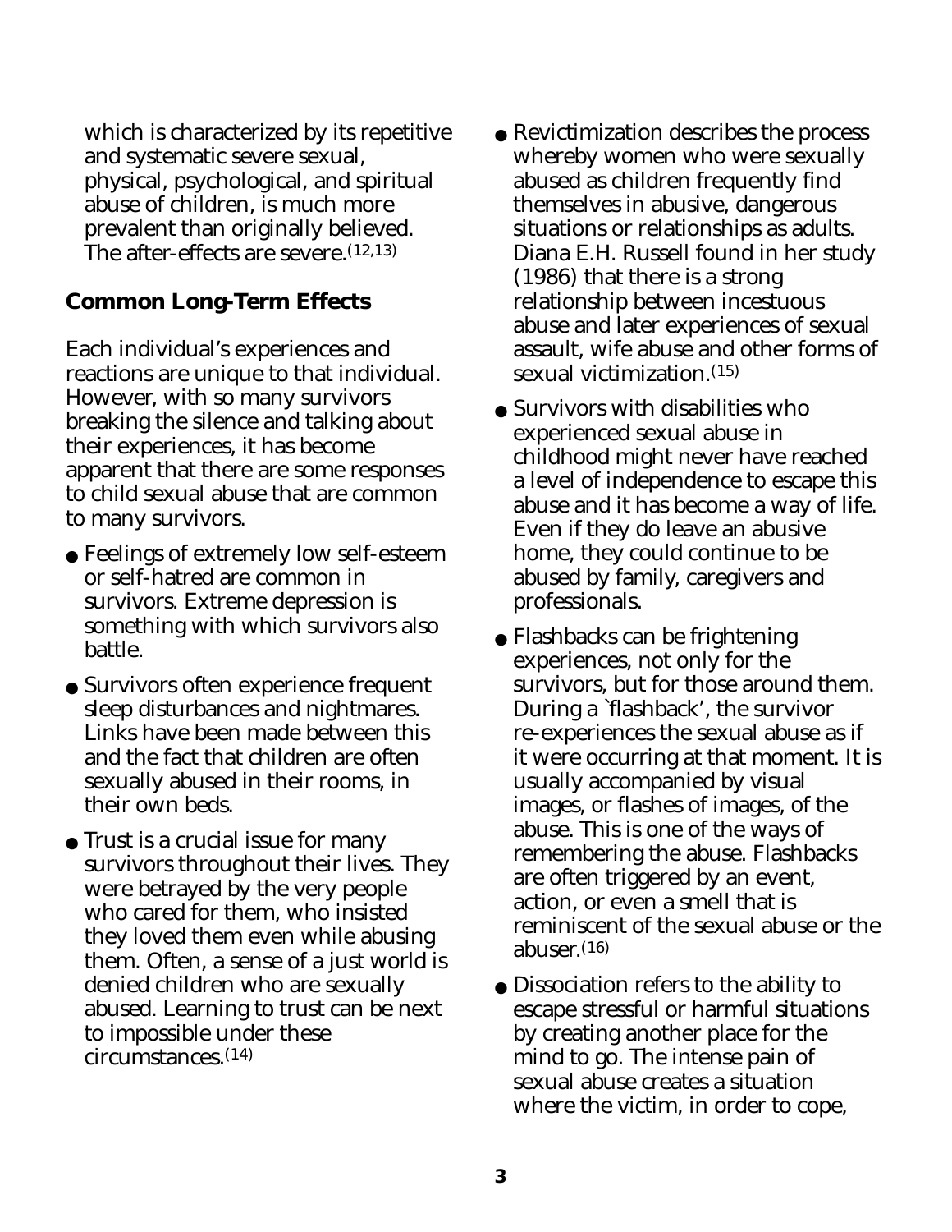which is characterized by its repetitive and systematic severe sexual, physical, psychological, and spiritual abuse of children, is much more prevalent than originally believed. The after-effects are severe.[12,13]

## Common Long-Term Effects

Each individual's experiences and reactions are unique to that individual. However, with so many survivors breaking the silence and talking about their experiences, it has become apparent that there are some responses to child sexual abuse that are common to many survivors.

- Feelings of extremely low self-esteem or self-hatred are common in survivors. Extreme depression is something with which survivors also battle.
- Survivors often experience frequent sleep disturbances and nightmares. Links have been made between this and the fact that children are often sexually abused in their rooms, in their own beds.
- Trust is a crucial issue for many survivors throughout their lives. They were betrayed by the very people who cared for them, who insisted they loved them even while abusing them. Often, a sense of a just world is denied children who are sexually abused. Learning to trust can be next to impossible under these circumstances.[14]
- Revictimization describes the process whereby women who were sexually abused as children frequently find themselves in abusive, dangerous situations or relationships as adults. Diana E.H. Russell found in her study (1986) that there is a strong relationship between incestuous abuse and later experiences of sexual assault, wife abuse and other forms of sexual victimization.[15]
- Survivors with disabilities who experienced sexual abuse in childhood might never have reached a level of independence to escape this abuse and it has become a way of life. Even if they do leave an abusive home, they could continue to be abused by family, caregivers and professionals.
- Flashbacks can be frightening experiences, not only for the survivors, but for those around them. During a `flashback', the survivor re-experiences the sexual abuse as if it were occurring at that moment. It is usually accompanied by visual images, or flashes of images, of the abuse. This is one of the ways of remembering the abuse. Flashbacks are often triggered by an event, action, or even a smell that is reminiscent of the sexual abuse or the abuser.[16]
- Dissociation refers to the ability to escape stressful or harmful situations by creating another place for the mind to go. The intense pain of sexual abuse creates a situation where the victim, in order to cope,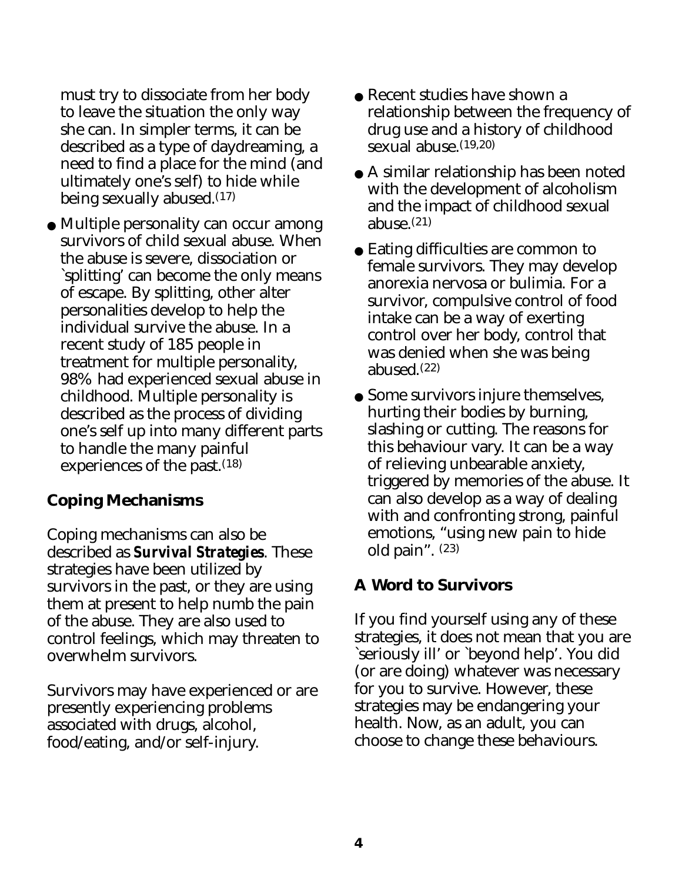must try to dissociate from her body to leave the situation the only way she can. In simpler terms, it can be described as a type of daydreaming, a need to find a place for the mind (and ultimately one's self) to hide while being sexually abused.[17]

- Multiple personality can occur among survivors of child sexual abuse. When the abuse is severe, dissociation or `splitting' can become the only means of escape. By splitting, other alter personalities develop to help the individual survive the abuse. In a recent study of 185 people in treatment for multiple personality, 98% had experienced sexual abuse in childhood. Multiple personality is described as the process of dividing one's self up into many different parts to handle the many painful experiences of the past.[18]

## Coping Mechanisms

Coping mechanisms can also be described as ***Survival Strategies***. These strategies have been utilized by survivors in the past, or they are using them at present to help numb the pain of the abuse. They are also used to control feelings, which may threaten to overwhelm survivors.

Survivors may have experienced or are presently experiencing problems associated with drugs, alcohol, food/eating, and/or self-injury.

- Recent studies have shown a relationship between the frequency of drug use and a history of childhood sexual abuse.[19,20]
- A similar relationship has been noted with the development of alcoholism and the impact of childhood sexual abuse.[21]
- Eating difficulties are common to female survivors. They may develop anorexia nervosa or bulimia. For a survivor, compulsive control of food intake can be a way of exerting control over her body, control that was denied when she was being abused.[22]
- Some survivors injure themselves, hurting their bodies by burning, slashing or cutting. The reasons for this behaviour vary. It can be a way of relieving unbearable anxiety, triggered by memories of the abuse. It can also develop as a way of dealing with and confronting strong, painful emotions, "using new pain to hide old pain". [23]

## A Word to Survivors

If you find yourself using any of these strategies, it does not mean that you are `seriously ill' or `beyond help'. You did (or are doing) whatever was necessary for you to survive. However, these strategies may be endangering your health. Now, as an adult, you can choose to change these behaviours.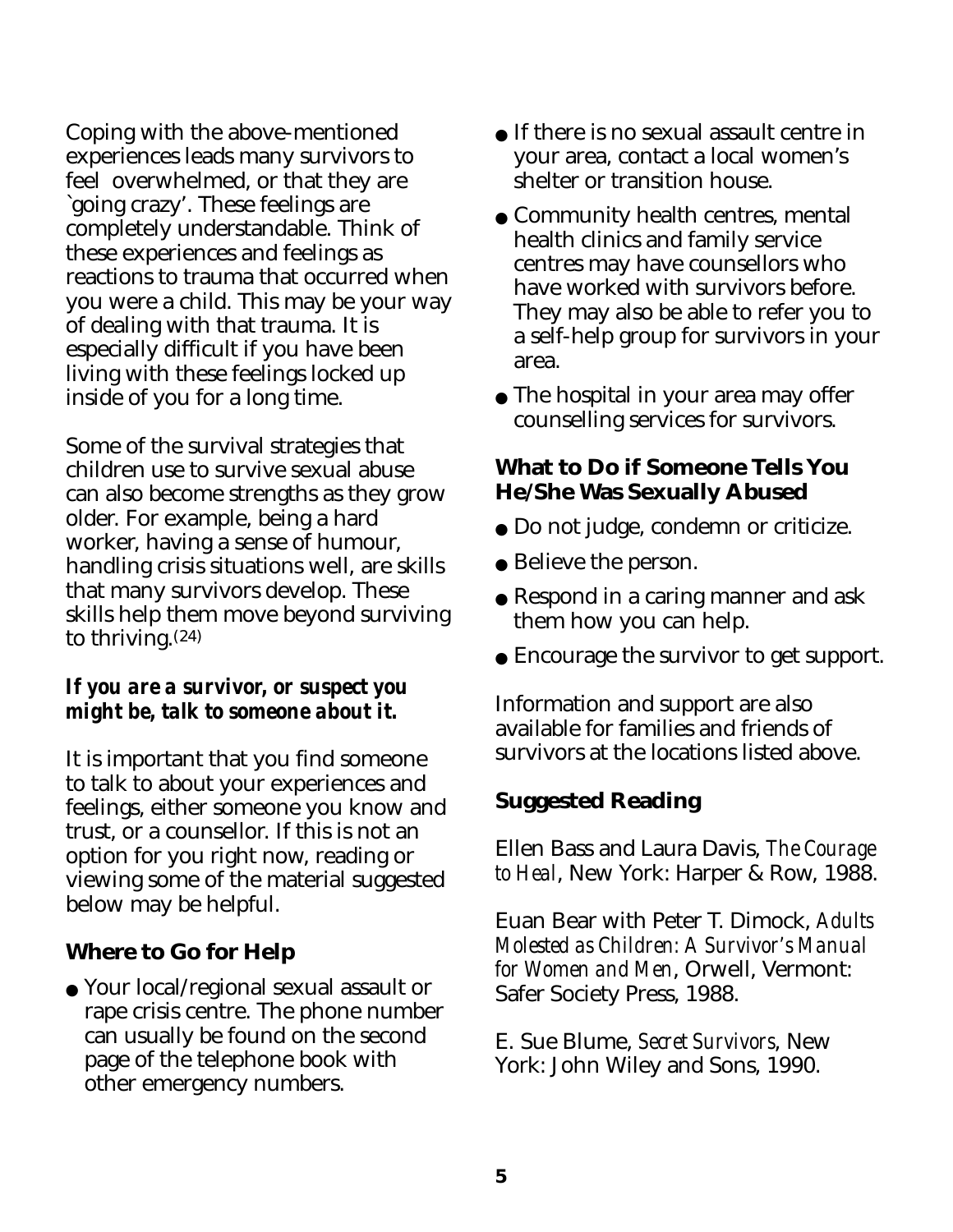Coping with the above-mentioned experiences leads many survivors to feel overwhelmed, or that they are `going crazy'. These feelings are completely understandable. Think of these experiences and feelings as reactions to trauma that occurred when you were a child. This may be your way of dealing with that trauma. It is especially difficult if you have been living with these feelings locked up inside of you for a long time.

Some of the survival strategies that children use to survive sexual abuse can also become strengths as they grow older. For example, being a hard worker, having a sense of humour, handling crisis situations well, are skills that many survivors develop. These skills help them move beyond surviving to thriving.(24)

***If you are a survivor, or suspect you might be, talk to someone about it.***

It is important that you find someone to talk to about your experiences and feelings, either someone you know and trust, or a counsellor. If this is not an option for you right now, reading or viewing some of the material suggested below may be helpful.

### Where to Go for Help

- Your local/regional sexual assault or rape crisis centre. The phone number can usually be found on the second page of the telephone book with other emergency numbers.
- If there is no sexual assault centre in your area, contact a local women's shelter or transition house.
- Community health centres, mental health clinics and family service centres may have counsellors who have worked with survivors before. They may also be able to refer you to a self-help group for survivors in your area.
- The hospital in your area may offer counselling services for survivors.

### What to Do if Someone Tells You He/She Was Sexually Abused

- Do not judge, condemn or criticize.
- Believe the person.
- Respond in a caring manner and ask them how you can help.
- Encourage the survivor to get support.

Information and support are also available for families and friends of survivors at the locations listed above.

### Suggested Reading

Ellen Bass and Laura Davis, *The Courage to Heal*, New York: Harper & Row, 1988.

Euan Bear with Peter T. Dimock, *Adults Molested as Children: A Survivor's Manual for Women and Men*, Orwell, Vermont: Safer Society Press, 1988.

E. Sue Blume, *Secret Survivors*, New York: John Wiley and Sons, 1990.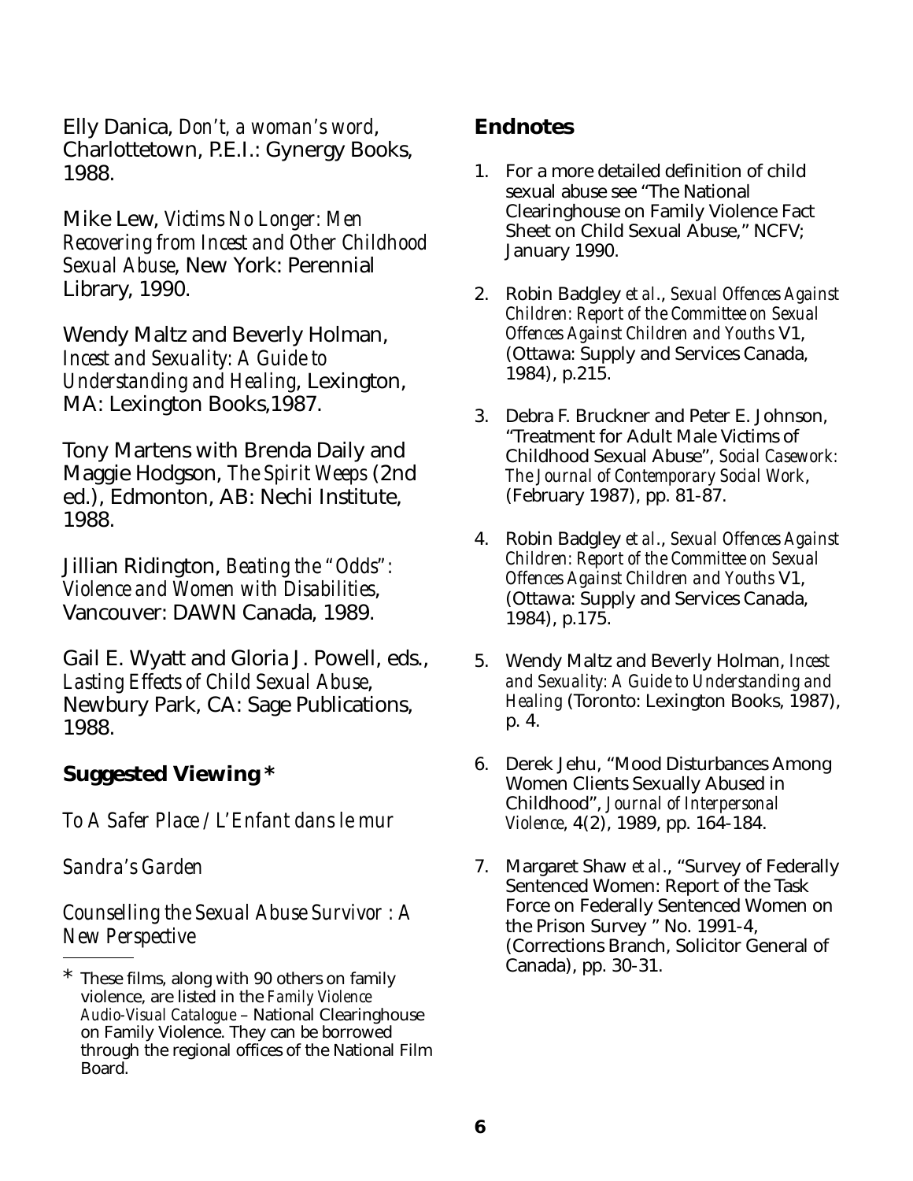Elly Danica, *Don't, a woman's word*, Charlottetown, P.E.I.: Gynergy Books, 1988.

Mike Lew, *Victims No Longer: Men Recovering from Incest and Other Childhood Sexual Abuse*, New York: Perennial Library, 1990.

Wendy Maltz and Beverly Holman, *Incest and Sexuality: A Guide to Understanding and Healing*, Lexington, MA: Lexington Books,1987.

Tony Martens with Brenda Daily and Maggie Hodgson, *The Spirit Weeps* (2nd ed.), Edmonton, AB: Nechi Institute, 1988.

Jillian Ridington, *Beating the "Odds": Violence and Women with Disabilities*, Vancouver: DAWN Canada, 1989.

Gail E. Wyatt and Gloria J. Powell, eds., *Lasting Effects of Child Sexual Abuse*, Newbury Park, CA: Sage Publications, 1988.

## Suggested Viewing *

*To A Safer Place / L'Enfant dans le mur*

*Sandra's Garden*

*Counselling the Sexual Abuse Survivor : A New Perspective*

* These films, along with 90 others on family violence, are listed in the *Family Violence Audio-Visual Catalogue* – National Clearinghouse on Family Violence. They can be borrowed through the regional offices of the National Film Board.

## Endnotes

1. For a more detailed definition of child sexual abuse see "The National Clearinghouse on Family Violence Fact Sheet on Child Sexual Abuse," NCFV; January 1990.
2. Robin Badgley *et al*., *Sexual Offences Against Children: Report of the Committee on Sexual Offences Against Children and Youths* V1, (Ottawa: Supply and Services Canada, 1984), p.215.
3. Debra F. Bruckner and Peter E. Johnson, "Treatment for Adult Male Victims of Childhood Sexual Abuse", *Social Casework: The Journal of Contemporary Social Work*, (February 1987), pp. 81-87.
4. Robin Badgley *et al*., *Sexual Offences Against Children: Report of the Committee on Sexual Offences Against Children and Youths* V1, (Ottawa: Supply and Services Canada, 1984), p.175.
5. Wendy Maltz and Beverly Holman, *Incest and Sexuality: A Guide to Understanding and Healing* (Toronto: Lexington Books, 1987), p. 4.
6. Derek Jehu, "Mood Disturbances Among Women Clients Sexually Abused in Childhood", *Journal of Interpersonal Violence*, 4(2), 1989, pp. 164-184.
7. Margaret Shaw *et al*., "Survey of Federally Sentenced Women: Report of the Task Force on Federally Sentenced Women on the Prison Survey " No. 1991-4, (Corrections Branch, Solicitor General of Canada), pp. 30-31.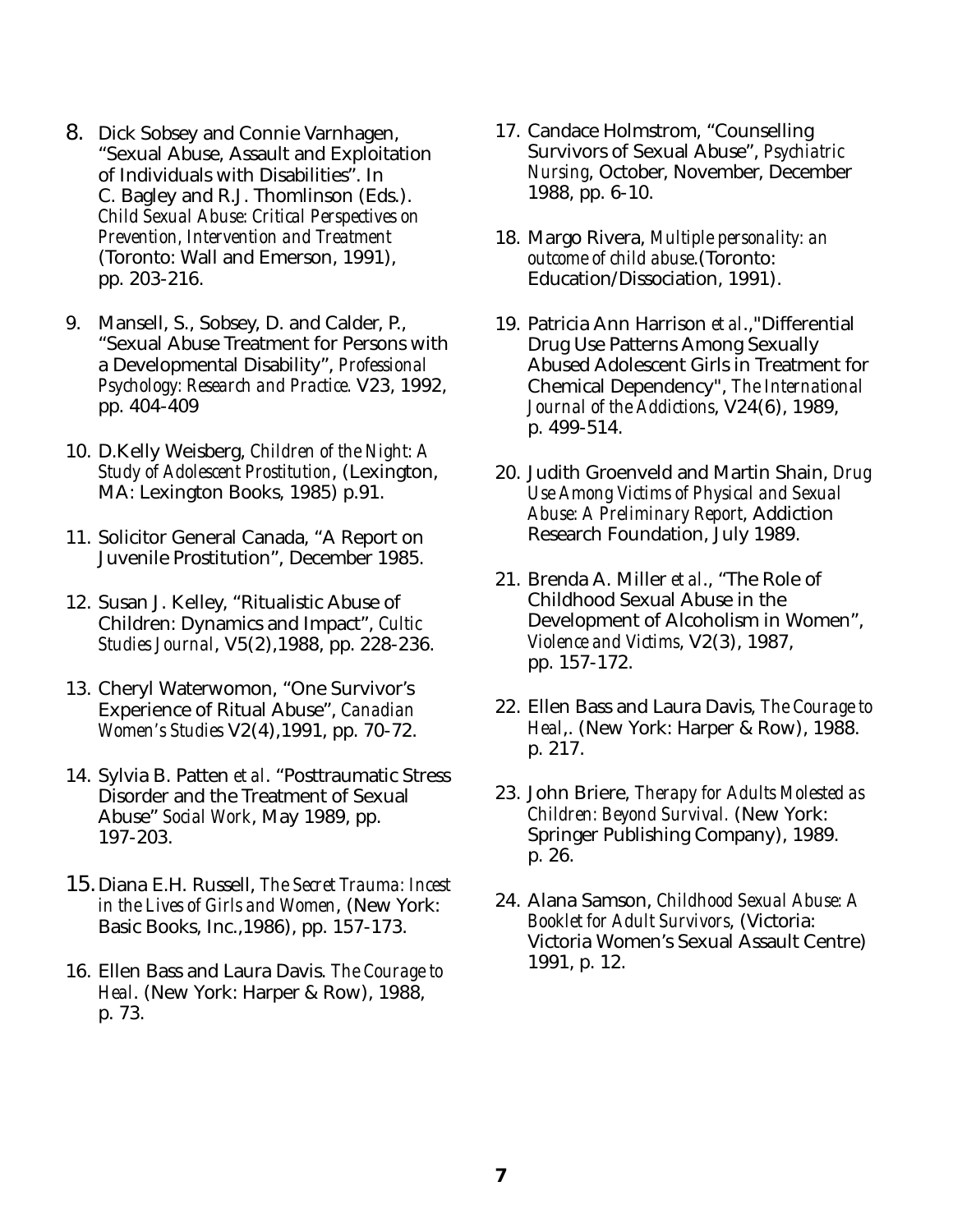8. Dick Sobsey and Connie Varnhagen, "Sexual Abuse, Assault and Exploitation of Individuals with Disabilities". In C. Bagley and R.J. Thomlinson (Eds.). *Child Sexual Abuse: Critical Perspectives on Prevention, Intervention and Treatment* (Toronto: Wall and Emerson, 1991), pp. 203-216.

9. Mansell, S., Sobsey, D. and Calder, P., "Sexual Abuse Treatment for Persons with a Developmental Disability", *Professional Psychology: Research and Practice.* V23, 1992, pp. 404-409

10. D.Kelly Weisberg, *Children of the Night: A Study of Adolescent Prostitution*, (Lexington, MA: Lexington Books, 1985) p.91.

11. Solicitor General Canada, "A Report on Juvenile Prostitution", December 1985.

12. Susan J. Kelley, "Ritualistic Abuse of Children: Dynamics and Impact", *Cultic Studies Journal*, V5(2),1988, pp. 228-236.

13. Cheryl Waterwomon, "One Survivor's Experience of Ritual Abuse", *Canadian Women's Studies* V2(4),1991, pp. 70-72.

14. Sylvia B. Patten *et al*. "Posttraumatic Stress Disorder and the Treatment of Sexual Abuse" *Social Work*, May 1989, pp. 197-203.

15. Diana E.H. Russell, *The Secret Trauma: Incest in the Lives of Girls and Women*, (New York: Basic Books, Inc.,1986), pp. 157-173.

16. Ellen Bass and Laura Davis. *The Courage to Heal*. (New York: Harper & Row), 1988, p. 73.

17. Candace Holmstrom, "Counselling Survivors of Sexual Abuse", *Psychiatric Nursing*, October, November, December 1988, pp. 6-10.

18. Margo Rivera, *Multiple personality: an outcome of child abuse*.(Toronto: Education/Dissociation, 1991).

19. Patricia Ann Harrison *et al*.,"Differential Drug Use Patterns Among Sexually Abused Adolescent Girls in Treatment for Chemical Dependency", *The International Journal of the Addictions*, V24(6), 1989, p. 499-514.

20. Judith Groenveld and Martin Shain, *Drug Use Among Victims of Physical and Sexual Abuse: A Preliminary Report*, Addiction Research Foundation, July 1989.

21. Brenda A. Miller *et al*., "The Role of Childhood Sexual Abuse in the Development of Alcoholism in Women", *Violence and Victims*, V2(3), 1987, pp. 157-172.

22. Ellen Bass and Laura Davis, *The Courage to Heal*,. (New York: Harper & Row), 1988. p. 217.

23. John Briere, *Therapy for Adults Molested as Children: Beyond Survival.* (New York: Springer Publishing Company), 1989. p. 26.

24. Alana Samson, *Childhood Sexual Abuse: A Booklet for Adult Survivors*, (Victoria: Victoria Women's Sexual Assault Centre) 1991, p. 12.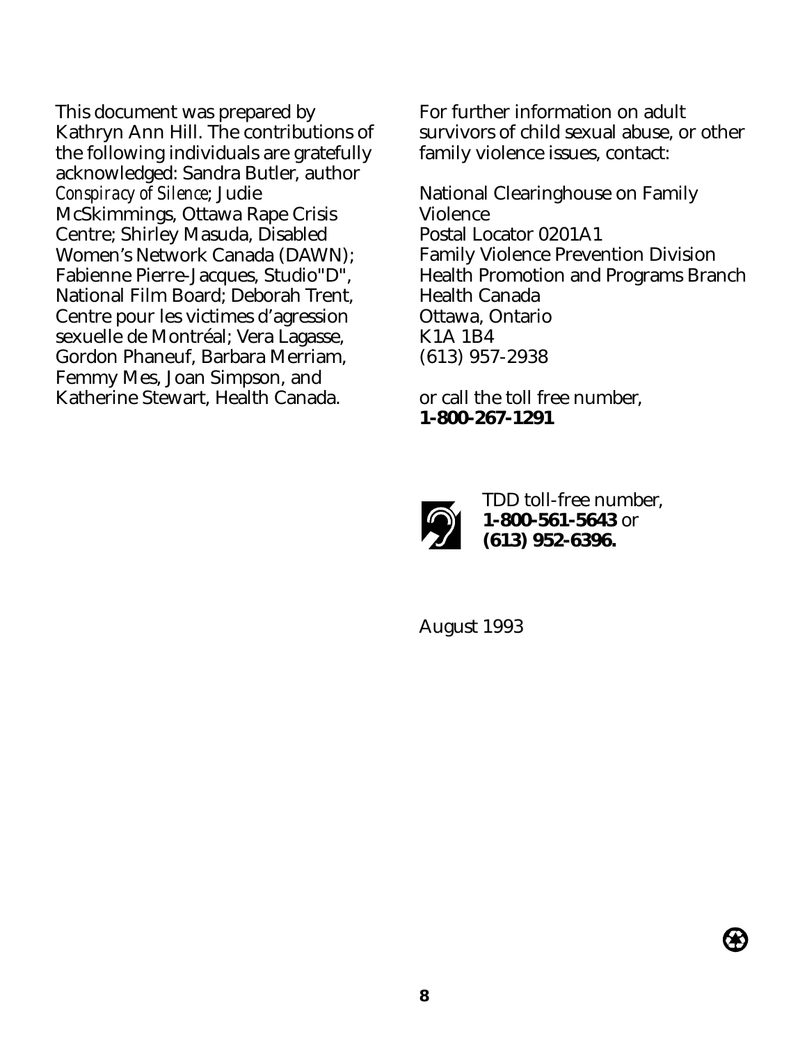This document was prepared by Kathryn Ann Hill. The contributions of the following individuals are gratefully acknowledged: Sandra Butler, author *Conspiracy of Silence*; Judie McSkimmings, Ottawa Rape Crisis Centre; Shirley Masuda, Disabled Women's Network Canada (DAWN); Fabienne Pierre-Jacques, Studio"D", National Film Board; Deborah Trent, Centre pour les victimes d'agression sexuelle de Montréal; Vera Lagasse, Gordon Phaneuf, Barbara Merriam, Femmy Mes, Joan Simpson, and Katherine Stewart, Health Canada.

For further information on adult survivors of child sexual abuse, or other family violence issues, contact:

National Clearinghouse on Family Violence
Postal Locator 0201A1
Family Violence Prevention Division
Health Promotion and Programs Branch
Health Canada
Ottawa, Ontario
K1A 1B4
(613) 957-2938

or call the toll free number,
**1-800-267-1291**

TDD toll-free number,
**1-800-561-5643** or
**(613) 952-6396.**

August 1993